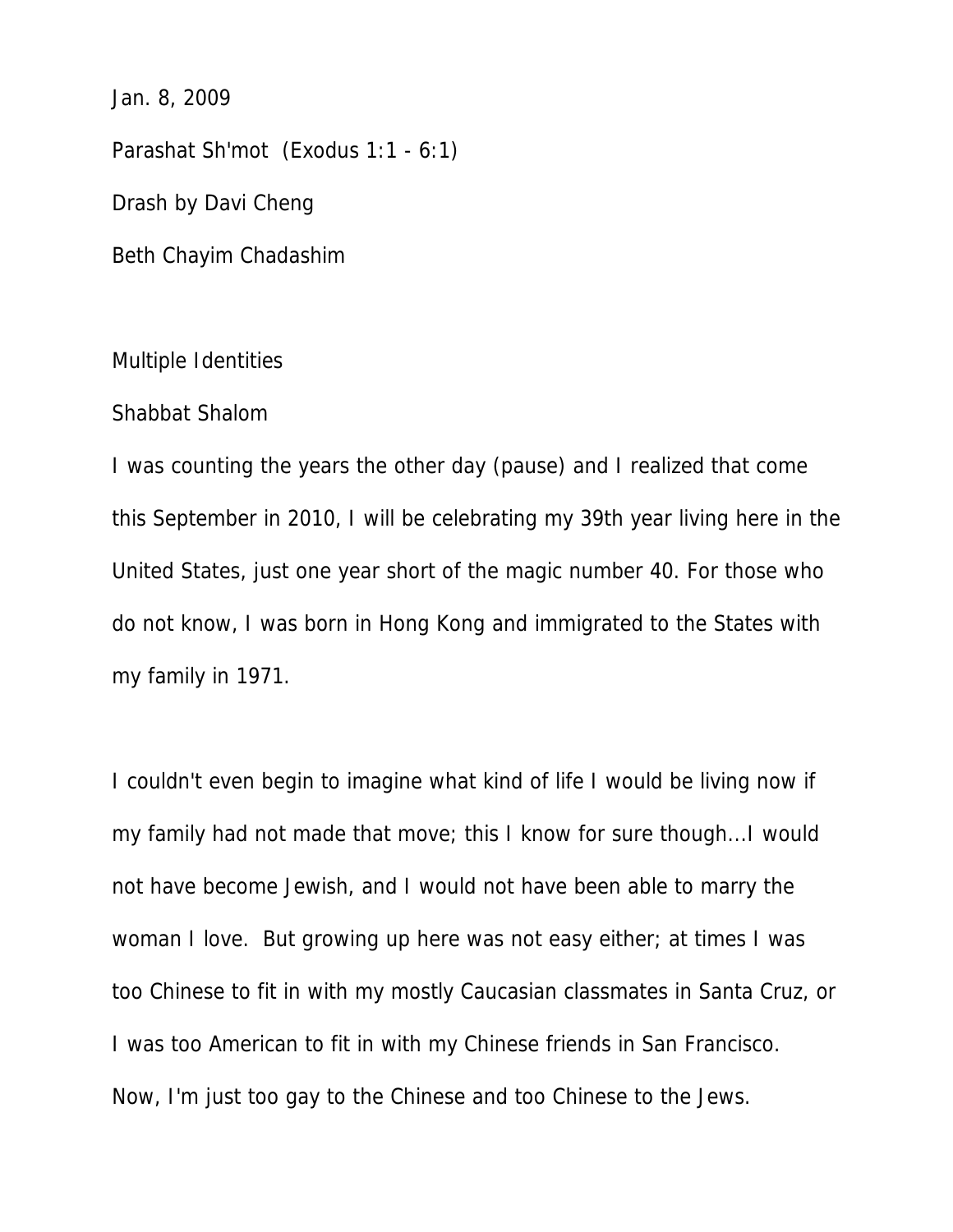Jan. 8, 2009

Parashat Sh'mot (Exodus 1:1 - 6:1)

Drash by Davi Cheng

Beth Chayim Chadashim

Multiple Identities

Shabbat Shalom

I was counting the years the other day (pause) and I realized that come this September in 2010, I will be celebrating my 39th year living here in the United States, just one year short of the magic number 40. For those who do not know, I was born in Hong Kong and immigrated to the States with my family in 1971.

I couldn't even begin to imagine what kind of life I would be living now if my family had not made that move; this I know for sure though...I would not have become Jewish, and I would not have been able to marry the woman I love. But growing up here was not easy either; at times I was too Chinese to fit in with my mostly Caucasian classmates in Santa Cruz, or I was too American to fit in with my Chinese friends in San Francisco. Now, I'm just too gay to the Chinese and too Chinese to the Jews.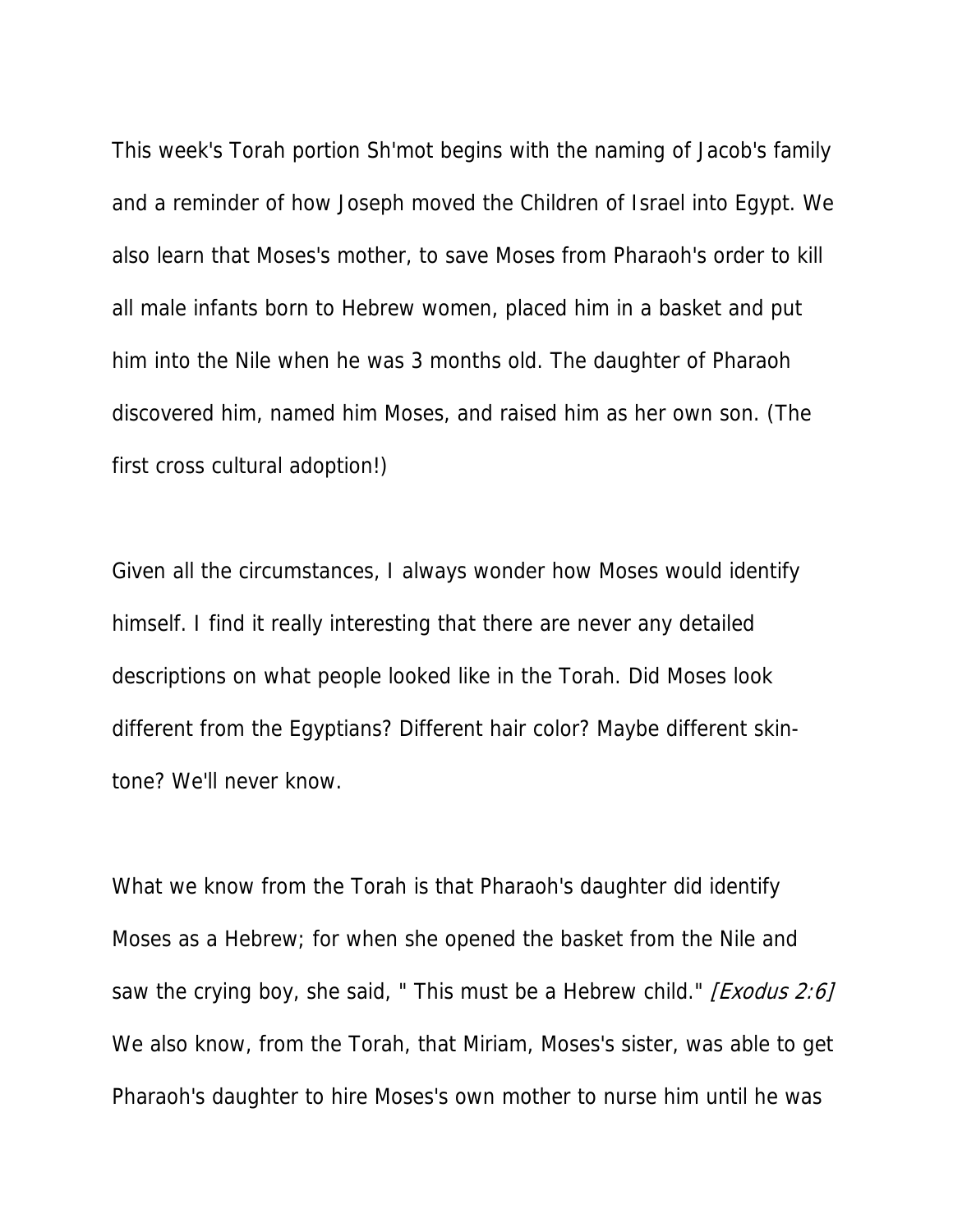This week's Torah portion Sh'mot begins with the naming of Jacob's family and a reminder of how Joseph moved the Children of Israel into Egypt. We also learn that Moses's mother, to save Moses from Pharaoh's order to kill all male infants born to Hebrew women, placed him in a basket and put him into the Nile when he was 3 months old. The daughter of Pharaoh discovered him, named him Moses, and raised him as her own son. (The first cross cultural adoption!)

Given all the circumstances, I always wonder how Moses would identify himself. I find it really interesting that there are never any detailed descriptions on what people looked like in the Torah. Did Moses look different from the Egyptians? Different hair color? Maybe different skin-tone? We'll never know.

What we know from the Torah is that Pharaoh's daughter did identify Moses as a Hebrew; for when she opened the basket from the Nile and saw the crying boy, she said, " This must be a Hebrew child." *[Exodus 2:6]* We also know, from the Torah, that Miriam, Moses's sister, was able to get Pharaoh's daughter to hire Moses's own mother to nurse him until he was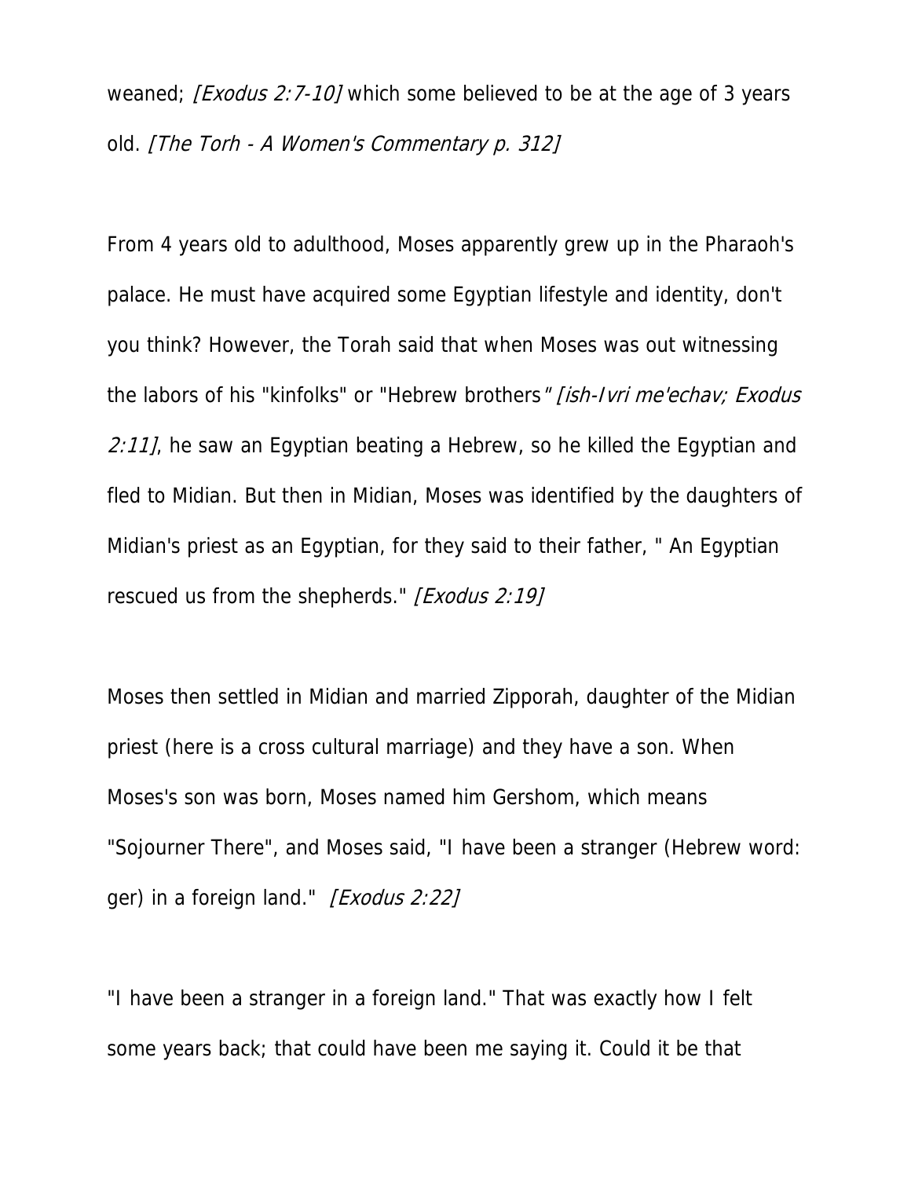weaned; *[Exodus 2:7-10]* which some believed to be at the age of 3 years old. *[The Torh - A Women's Commentary p. 312]*

From 4 years old to adulthood, Moses apparently grew up in the Pharaoh's palace. He must have acquired some Egyptian lifestyle and identity, don't you think? However, the Torah said that when Moses was out witnessing the labors of his "kinfolks" or "Hebrew brothers*" [ish-Ivri me'echav; Exodus 2:11]*, he saw an Egyptian beating a Hebrew, so he killed the Egyptian and fled to Midian. But then in Midian, Moses was identified by the daughters of Midian's priest as an Egyptian, for they said to their father, " An Egyptian rescued us from the shepherds." *[Exodus 2:19]*

Moses then settled in Midian and married Zipporah, daughter of the Midian priest (here is a cross cultural marriage) and they have a son. When Moses's son was born, Moses named him Gershom, which means "Sojourner There", and Moses said, "I have been a stranger (Hebrew word: ger) in a foreign land." *[Exodus 2:22]*

"I have been a stranger in a foreign land." That was exactly how I felt some years back; that could have been me saying it. Could it be that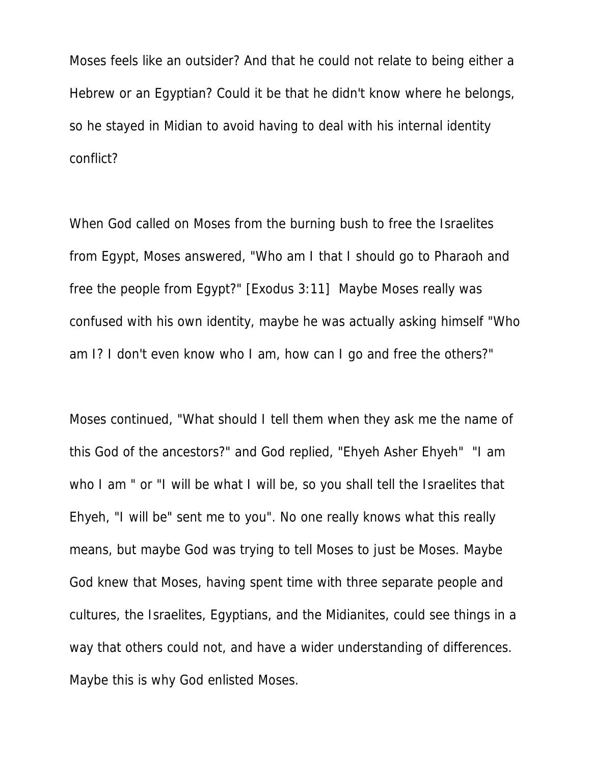Moses feels like an outsider? And that he could not relate to being either a Hebrew or an Egyptian? Could it be that he didn't know where he belongs, so he stayed in Midian to avoid having to deal with his internal identity conflict?

When God called on Moses from the burning bush to free the Israelites from Egypt, Moses answered, "Who am I that I should go to Pharaoh and free the people from Egypt?" [Exodus 3:11] Maybe Moses really was confused with his own identity, maybe he was actually asking himself "Who am I? I don't even know who I am, how can I go and free the others?"

Moses continued, "What should I tell them when they ask me the name of this God of the ancestors?" and God replied, "Ehyeh Asher Ehyeh" "I am who I am " or "I will be what I will be, so you shall tell the Israelites that Ehyeh, "I will be" sent me to you". No one really knows what this really means, but maybe God was trying to tell Moses to just be Moses. Maybe God knew that Moses, having spent time with three separate people and cultures, the Israelites, Egyptians, and the Midianites, could see things in a way that others could not, and have a wider understanding of differences. Maybe this is why God enlisted Moses.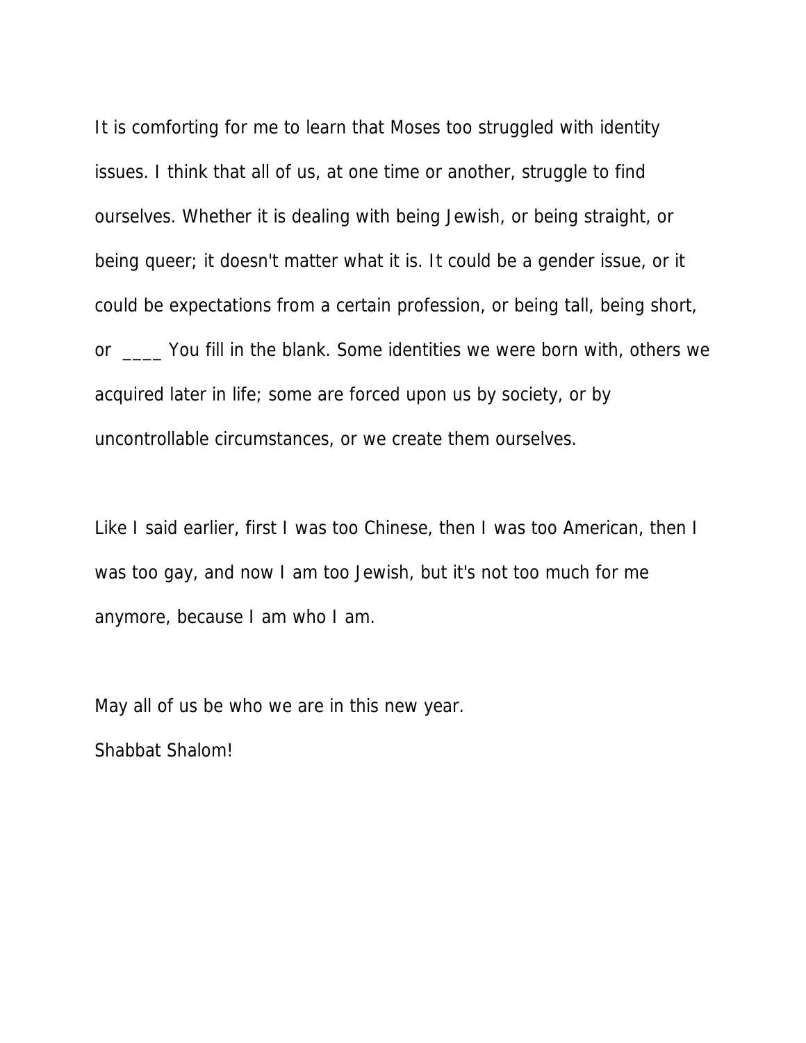It is comforting for me to learn that Moses too struggled with identity issues. I think that all of us, at one time or another, struggle to find ourselves. Whether it is dealing with being Jewish, or being straight, or being queer; it doesn't matter what it is. It could be a gender issue, or it could be expectations from a certain profession, or being tall, being short, or ____ You fill in the blank. Some identities we were born with, others we acquired later in life; some are forced upon us by society, or by uncontrollable circumstances, or we create them ourselves.

Like I said earlier, first I was too Chinese, then I was too American, then I was too gay, and now I am too Jewish, but it's not too much for me anymore, because I am who I am.

May all of us be who we are in this new year.

Shabbat Shalom!